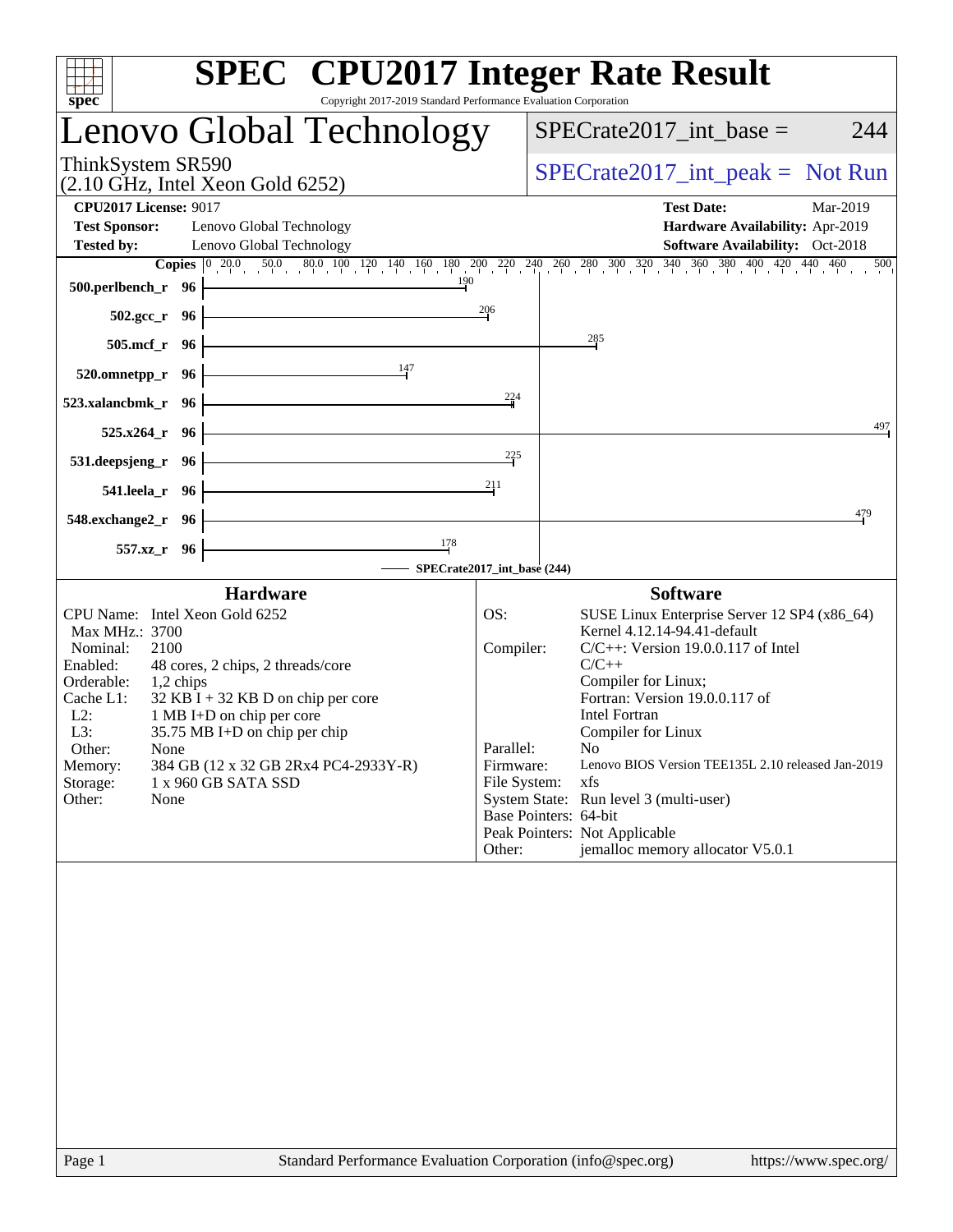# SPEC CPU2017 Integer Rate Result

Copyright 2017-2019 Standard Performance Evaluation Corporation

## Lenovo Global Technology

ThinkSystem SR590
(2.10 GHz, Intel Xeon Gold 6252)

SPECrate2017_int_base = 244

SPECrate2017_int_peak = Not Run

**CPU2017 License:** 9017
**Test Sponsor:** Lenovo Global Technology
**Tested by:** Lenovo Global Technology

**Test Date:** Mar-2019
**Hardware Availability:** Apr-2019
**Software Availability:** Oct-2018

| Benchmark | Copies | SPECrate2017_int_base |
|---|---|---|
| 500.perlbench_r | 96 | 190 |
| 502.gcc_r | 96 | 206 |
| 505.mcf_r | 96 | 285 |
| 520.omnetpp_r | 96 | 147 |
| 523.xalancbmk_r | 96 | 224 |
| 525.x264_r | 96 | 497 |
| 531.deepsjeng_r | 96 | 225 |
| 541.leela_r | 96 | 211 |
| 548.exchange2_r | 96 | 479 |
| 557.xz_r | 96 | 178 |

SPECrate2017_int_base (244)

### Hardware

| | |
|---|---|
| CPU Name: | Intel Xeon Gold 6252 |
| Max MHz.: | 3700 |
| Nominal: | 2100 |
| Enabled: | 48 cores, 2 chips, 2 threads/core |
| Orderable: | 1,2 chips |
| Cache L1: | 32 KB I + 32 KB D on chip per core |
| L2: | 1 MB I+D on chip per core |
| L3: | 35.75 MB I+D on chip per chip |
| Other: | None |
| Memory: | 384 GB (12 x 32 GB 2Rx4 PC4-2933Y-R) |
| Storage: | 1 x 960 GB SATA SSD |
| Other: | None |

### Software

| | |
|---|---|
| OS: | SUSE Linux Enterprise Server 12 SP4 (x86_64) Kernel 4.12.14-94.41-default |
| Compiler: | C/C++: Version 19.0.0.117 of Intel C/C++ Compiler for Linux; Fortran: Version 19.0.0.117 of Intel Fortran Compiler for Linux |
| Parallel: | No |
| Firmware: | Lenovo BIOS Version TEE135L 2.10 released Jan-2019 |
| File System: | xfs |
| System State: | Run level 3 (multi-user) |
| Base Pointers: | 64-bit |
| Peak Pointers: | Not Applicable |
| Other: | jemalloc memory allocator V5.0.1 |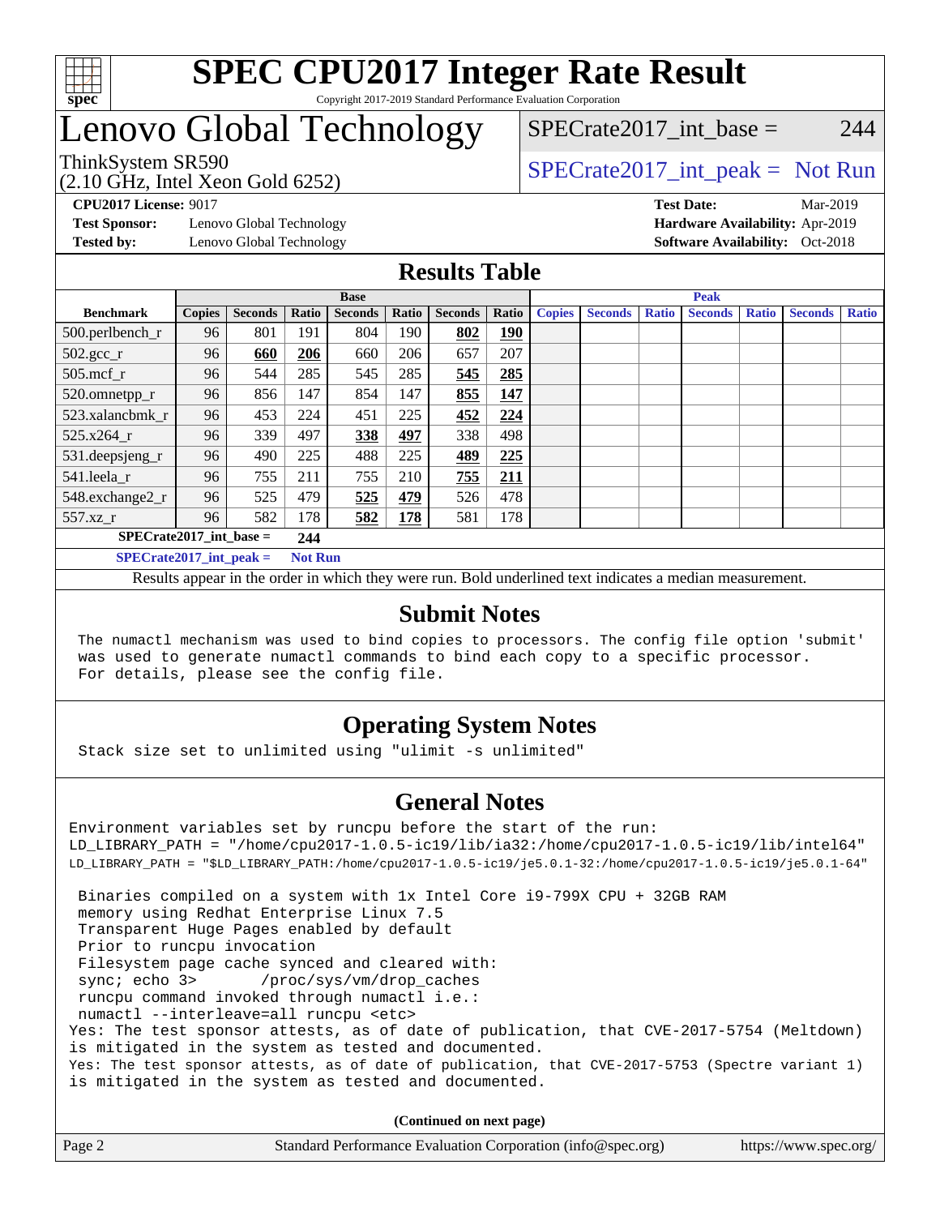# SPEC CPU2017 Integer Rate Result

Copyright 2017-2019 Standard Performance Evaluation Corporation

# Lenovo Global Technology

ThinkSystem SR590
(2.10 GHz, Intel Xeon Gold 6252)

SPECrate2017_int_base = 244

SPECrate2017_int_peak = Not Run

**CPU2017 License:** 9017
**Test Sponsor:** Lenovo Global Technology
**Tested by:** Lenovo Global Technology

**Test Date:** Mar-2019
**Hardware Availability:** Apr-2019
**Software Availability:** Oct-2018

## Results Table

| Benchmark | Base | | | | | | | Peak | | | | | | |
|---|---|---|---|---|---|---|---|---|---|---|---|---|---|---|
| | Copies | Seconds | Ratio | Seconds | Ratio | Seconds | Ratio | Copies | Seconds | Ratio | Seconds | Ratio | Seconds | Ratio |
| 500.perlbench_r | 96 | 801 | 191 | 804 | 190 | **802** | **190** | | | | | | | |
| 502.gcc_r | 96 | **660** | **206** | 660 | 206 | 657 | 207 | | | | | | | |
| 505.mcf_r | 96 | 544 | 285 | 545 | 285 | **545** | **285** | | | | | | | |
| 520.omnetpp_r | 96 | 856 | 147 | 854 | 147 | **855** | **147** | | | | | | | |
| 523.xalancbmk_r | 96 | 453 | 224 | 451 | 225 | **452** | **224** | | | | | | | |
| 525.x264_r | 96 | 339 | 497 | **338** | **497** | 338 | 498 | | | | | | | |
| 531.deepsjeng_r | 96 | 490 | 225 | 488 | 225 | **489** | **225** | | | | | | | |
| 541.leela_r | 96 | 755 | 211 | 755 | 210 | **755** | **211** | | | | | | | |
| 548.exchange2_r | 96 | 525 | 479 | **525** | **479** | 526 | 478 | | | | | | | |
| 557.xz_r | 96 | 582 | 178 | **582** | **178** | 581 | 178 | | | | | | | |

**SPECrate2017_int_base = 244**

**SPECrate2017_int_peak = Not Run**

Results appear in the order in which they were run. Bold underlined text indicates a median measurement.

## Submit Notes

```
The numactl mechanism was used to bind copies to processors. The config file option 'submit'
was used to generate numactl commands to bind each copy to a specific processor.
For details, please see the config file.
```

## Operating System Notes

```
Stack size set to unlimited using "ulimit -s unlimited"
```

## General Notes

```
Environment variables set by runcpu before the start of the run:
LD_LIBRARY_PATH = "/home/cpu2017-1.0.5-ic19/lib/ia32:/home/cpu2017-1.0.5-ic19/lib/intel64"
LD_LIBRARY_PATH = "$LD_LIBRARY_PATH:/home/cpu2017-1.0.5-ic19/je5.0.1-32:/home/cpu2017-1.0.5-ic19/je5.0.1-64"

 Binaries compiled on a system with 1x Intel Core i9-799X CPU + 32GB RAM
 memory using Redhat Enterprise Linux 7.5
 Transparent Huge Pages enabled by default
 Prior to runcpu invocation
 Filesystem page cache synced and cleared with:
 sync; echo 3>       /proc/sys/vm/drop_caches
 runcpu command invoked through numactl i.e.:
 numactl --interleave=all runcpu <etc>
Yes: The test sponsor attests, as of date of publication, that CVE-2017-5754 (Meltdown)
is mitigated in the system as tested and documented.
Yes: The test sponsor attests, as of date of publication, that CVE-2017-5753 (Spectre variant 1)
is mitigated in the system as tested and documented.
```

**(Continued on next page)**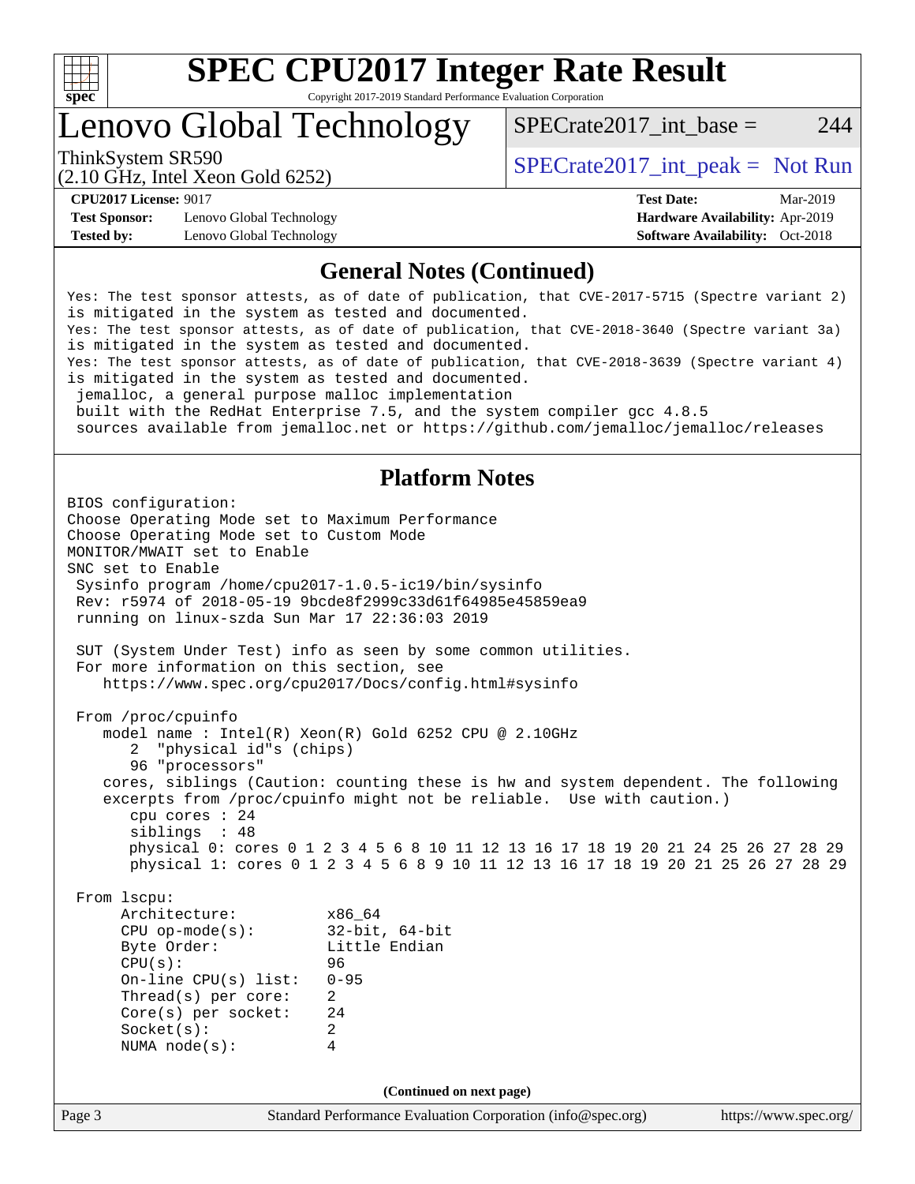# SPEC CPU2017 Integer Rate Result

Copyright 2017-2019 Standard Performance Evaluation Corporation

## Lenovo Global Technology

ThinkSystem SR590
(2.10 GHz, Intel Xeon Gold 6252)

SPECrate2017_int_base = 244

SPECrate2017_int_peak = Not Run

**CPU2017 License:** 9017
**Test Sponsor:** Lenovo Global Technology
**Tested by:** Lenovo Global Technology

**Test Date:** Mar-2019
**Hardware Availability:** Apr-2019
**Software Availability:** Oct-2018

## General Notes (Continued)

```
Yes: The test sponsor attests, as of date of publication, that CVE-2017-5715 (Spectre variant 2)
is mitigated in the system as tested and documented.
Yes: The test sponsor attests, as of date of publication, that CVE-2018-3640 (Spectre variant 3a)
is mitigated in the system as tested and documented.
Yes: The test sponsor attests, as of date of publication, that CVE-2018-3639 (Spectre variant 4)
is mitigated in the system as tested and documented.
 jemalloc, a general purpose malloc implementation
 built with the RedHat Enterprise 7.5, and the system compiler gcc 4.8.5
 sources available from jemalloc.net or https://github.com/jemalloc/jemalloc/releases
```

## Platform Notes

```
BIOS configuration:
Choose Operating Mode set to Maximum Performance
Choose Operating Mode set to Custom Mode
MONITOR/MWAIT set to Enable
SNC set to Enable
 Sysinfo program /home/cpu2017-1.0.5-ic19/bin/sysinfo
 Rev: r5974 of 2018-05-19 9bcde8f2999c33d61f64985e45859ea9
 running on linux-szda Sun Mar 17 22:36:03 2019

 SUT (System Under Test) info as seen by some common utilities.
 For more information on this section, see
    https://www.spec.org/cpu2017/Docs/config.html#sysinfo

 From /proc/cpuinfo
    model name : Intel(R) Xeon(R) Gold 6252 CPU @ 2.10GHz
       2  "physical id"s (chips)
       96 "processors"
    cores, siblings (Caution: counting these is hw and system dependent. The following
    excerpts from /proc/cpuinfo might not be reliable.  Use with caution.)
       cpu cores : 24
       siblings  : 48
       physical 0: cores 0 1 2 3 4 5 6 8 10 11 12 13 16 17 18 19 20 21 24 25 26 27 28 29
       physical 1: cores 0 1 2 3 4 5 6 8 9 10 11 12 13 16 17 18 19 20 21 25 26 27 28 29

 From lscpu:
      Architecture:          x86_64
      CPU op-mode(s):        32-bit, 64-bit
      Byte Order:            Little Endian
      CPU(s):                96
      On-line CPU(s) list:   0-95
      Thread(s) per core:    2
      Core(s) per socket:    24
      Socket(s):             2
      NUMA node(s):          4
```

**(Continued on next page)**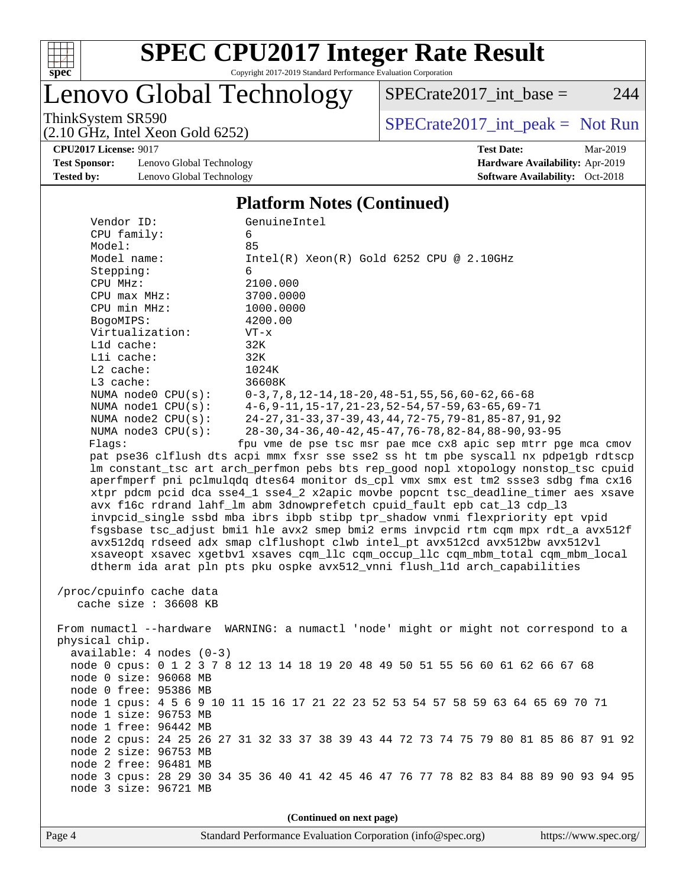## Platform Notes (Continued)

```
Vendor ID:             GenuineIntel
CPU family:            6
Model:                 85
Model name:            Intel(R) Xeon(R) Gold 6252 CPU @ 2.10GHz
Stepping:              6
CPU MHz:               2100.000
CPU max MHz:           3700.0000
CPU min MHz:           1000.0000
BogoMIPS:              4200.00
Virtualization:        VT-x
L1d cache:             32K
L1i cache:             32K
L2 cache:              1024K
L3 cache:              36608K
NUMA node0 CPU(s):     0-3,7,8,12-14,18-20,48-51,55,56,60-62,66-68
NUMA node1 CPU(s):     4-6,9-11,15-17,21-23,52-54,57-59,63-65,69-71
NUMA node2 CPU(s):     24-27,31-33,37-39,43,44,72-75,79-81,85-87,91,92
NUMA node3 CPU(s):     28-30,34-36,40-42,45-47,76-78,82-84,88-90,93-95
Flags:                 fpu vme de pse tsc msr pae mce cx8 apic sep mtrr pge mca cmov
pat pse36 clflush dts acpi mmx fxsr sse sse2 ss ht tm pbe syscall nx pdpe1gb rdtscp
lm constant_tsc art arch_perfmon pebs bts rep_good nopl xtopology nonstop_tsc cpuid
aperfmperf pni pclmulqdq dtes64 monitor ds_cpl vmx smx est tm2 ssse3 sdbg fma cx16
xtpr pdcm pcid dca sse4_1 sse4_2 x2apic movbe popcnt tsc_deadline_timer aes xsave
avx f16c rdrand lahf_lm abm 3dnowprefetch cpuid_fault epb cat_l3 cdp_l3
invpcid_single ssbd mba ibrs ibpb stibp tpr_shadow vnmi flexpriority ept vpid
fsgsbase tsc_adjust bmi1 hle avx2 smep bmi2 erms invpcid rtm cqm mpx rdt_a avx512f
avx512dq rdseed adx smap clflushopt clwb intel_pt avx512cd avx512bw avx512vl
xsaveopt xsavec xgetbv1 xsaves cqm_llc cqm_occup_llc cqm_mbm_total cqm_mbm_local
dtherm ida arat pln pts pku ospke avx512_vnni flush_l1d arch_capabilities

/proc/cpuinfo cache data
   cache size : 36608 KB

From numactl --hardware  WARNING: a numactl 'node' might or might not correspond to a
physical chip.
  available: 4 nodes (0-3)
  node 0 cpus: 0 1 2 3 7 8 12 13 14 18 19 20 48 49 50 51 55 56 60 61 62 66 67 68
  node 0 size: 96068 MB
  node 0 free: 95386 MB
  node 1 cpus: 4 5 6 9 10 11 15 16 17 21 22 23 52 53 54 57 58 59 63 64 65 69 70 71
  node 1 size: 96753 MB
  node 1 free: 96442 MB
  node 2 cpus: 24 25 26 27 31 32 33 37 38 39 43 44 72 73 74 75 79 80 81 85 86 87 91 92
  node 2 size: 96753 MB
  node 2 free: 96481 MB
  node 3 cpus: 28 29 30 34 35 36 40 41 42 45 46 47 76 77 78 82 83 84 88 89 90 93 94 95
  node 3 size: 96721 MB
```

(Continued on next page)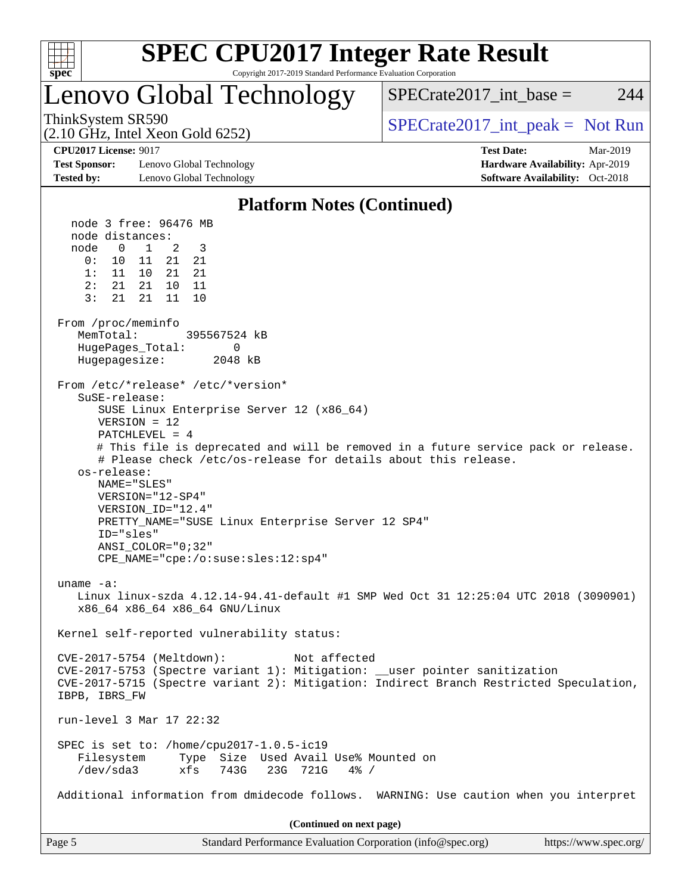# SPEC CPU2017 Integer Rate Result

Copyright 2017-2019 Standard Performance Evaluation Corporation

## Lenovo Global Technology

ThinkSystem SR590
(2.10 GHz, Intel Xeon Gold 6252)

SPECrate2017_int_base = 244

SPECrate2017_int_peak = Not Run

**CPU2017 License:** 9017
**Test Sponsor:** Lenovo Global Technology
**Tested by:** Lenovo Global Technology

**Test Date:** Mar-2019
**Hardware Availability:** Apr-2019
**Software Availability:** Oct-2018

### Platform Notes (Continued)

```
  node 3 free: 96476 MB
  node distances:
  node   0   1   2   3
    0:  10  11  21  21
    1:  11  10  21  21
    2:  21  21  10  11
    3:  21  21  11  10

From /proc/meminfo
   MemTotal:       395567524 kB
   HugePages_Total:       0
   Hugepagesize:       2048 kB

From /etc/*release* /etc/*version*
   SuSE-release:
      SUSE Linux Enterprise Server 12 (x86_64)
      VERSION = 12
      PATCHLEVEL = 4
      # This file is deprecated and will be removed in a future service pack or release.
      # Please check /etc/os-release for details about this release.
   os-release:
      NAME="SLES"
      VERSION="12-SP4"
      VERSION_ID="12.4"
      PRETTY_NAME="SUSE Linux Enterprise Server 12 SP4"
      ID="sles"
      ANSI_COLOR="0;32"
      CPE_NAME="cpe:/o:suse:sles:12:sp4"

uname -a:
   Linux linux-szda 4.12.14-94.41-default #1 SMP Wed Oct 31 12:25:04 UTC 2018 (3090901)
   x86_64 x86_64 x86_64 GNU/Linux

Kernel self-reported vulnerability status:

CVE-2017-5754 (Meltdown):          Not affected
CVE-2017-5753 (Spectre variant 1): Mitigation: __user pointer sanitization
CVE-2017-5715 (Spectre variant 2): Mitigation: Indirect Branch Restricted Speculation,
IBPB, IBRS_FW

run-level 3 Mar 17 22:32

SPEC is set to: /home/cpu2017-1.0.5-ic19
   Filesystem     Type  Size  Used Avail Use% Mounted on
   /dev/sda3      xfs   743G   23G  721G   4% /

Additional information from dmidecode follows.  WARNING: Use caution when you interpret
```

**(Continued on next page)**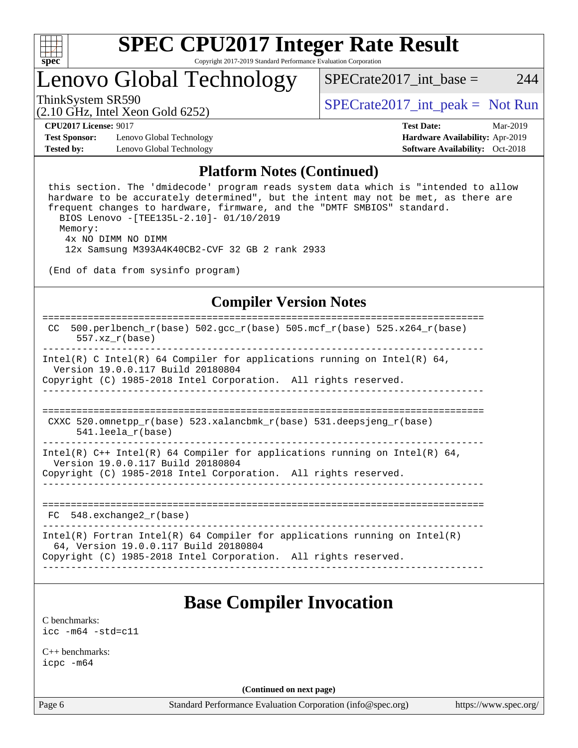## Platform Notes (Continued)

```
 this section. The 'dmidecode' program reads system data which is "intended to allow
 hardware to be accurately determined", but the intent may not be met, as there are
 frequent changes to hardware, firmware, and the "DMTF SMBIOS" standard.
   BIOS Lenovo -[TEE135L-2.10]- 01/10/2019
   Memory:
    4x NO DIMM NO DIMM
    12x Samsung M393A4K40CB2-CVF 32 GB 2 rank 2933

 (End of data from sysinfo program)
```

## Compiler Version Notes

```
==============================================================================
 CC  500.perlbench_r(base) 502.gcc_r(base) 505.mcf_r(base) 525.x264_r(base)
      557.xz_r(base)
------------------------------------------------------------------------------
Intel(R) C Intel(R) 64 Compiler for applications running on Intel(R) 64,
  Version 19.0.0.117 Build 20180804
Copyright (C) 1985-2018 Intel Corporation.  All rights reserved.
------------------------------------------------------------------------------

==============================================================================
 CXXC 520.omnetpp_r(base) 523.xalancbmk_r(base) 531.deepsjeng_r(base)
      541.leela_r(base)
------------------------------------------------------------------------------
Intel(R) C++ Intel(R) 64 Compiler for applications running on Intel(R) 64,
  Version 19.0.0.117 Build 20180804
Copyright (C) 1985-2018 Intel Corporation.  All rights reserved.
------------------------------------------------------------------------------

==============================================================================
 FC  548.exchange2_r(base)
------------------------------------------------------------------------------
Intel(R) Fortran Intel(R) 64 Compiler for applications running on Intel(R)
  64, Version 19.0.0.117 Build 20180804
Copyright (C) 1985-2018 Intel Corporation.  All rights reserved.
------------------------------------------------------------------------------
```

## Base Compiler Invocation

C benchmarks:
icc -m64 -std=c11

C++ benchmarks:
icpc -m64

(Continued on next page)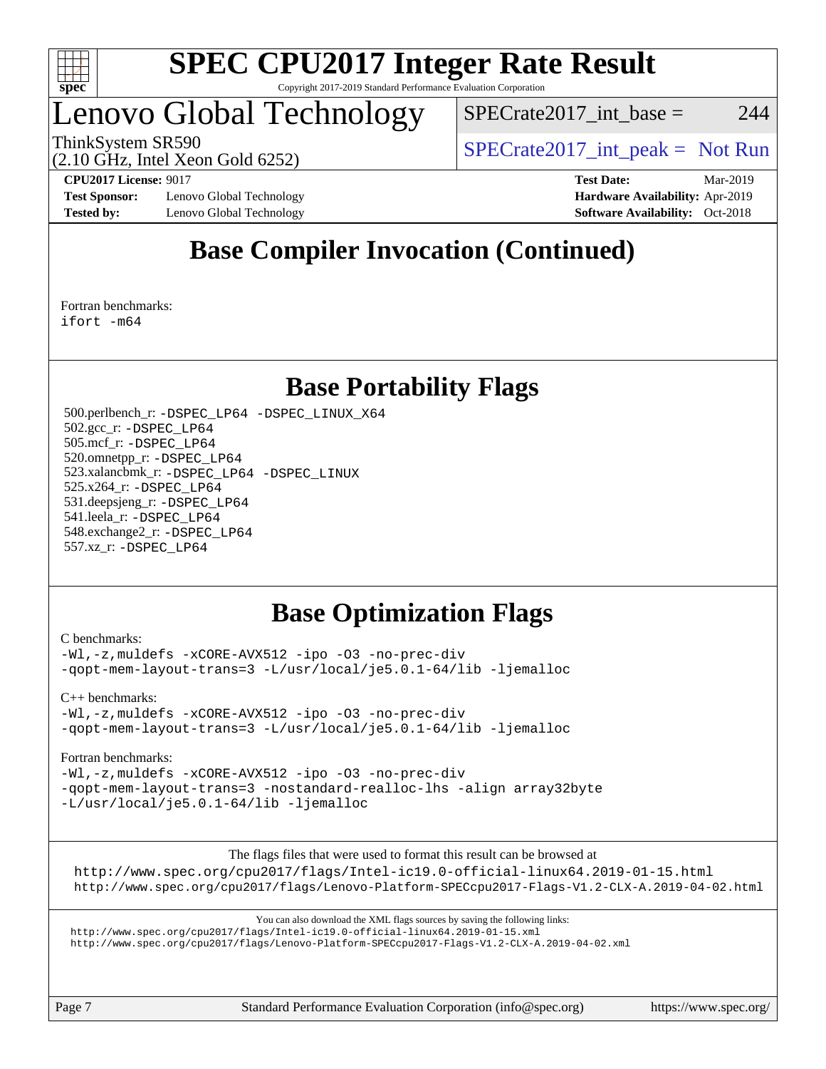# Base Compiler Invocation (Continued)

Fortran benchmarks:
ifort -m64

# Base Portability Flags

500.perlbench_r: -DSPEC_LP64 -DSPEC_LINUX_X64
502.gcc_r: -DSPEC_LP64
505.mcf_r: -DSPEC_LP64
520.omnetpp_r: -DSPEC_LP64
523.xalancbmk_r: -DSPEC_LP64 -DSPEC_LINUX
525.x264_r: -DSPEC_LP64
531.deepsjeng_r: -DSPEC_LP64
541.leela_r: -DSPEC_LP64
548.exchange2_r: -DSPEC_LP64
557.xz_r: -DSPEC_LP64

# Base Optimization Flags

C benchmarks:
-Wl,-z,muldefs -xCORE-AVX512 -ipo -O3 -no-prec-div
-qopt-mem-layout-trans=3 -L/usr/local/je5.0.1-64/lib -ljemalloc

C++ benchmarks:
-Wl,-z,muldefs -xCORE-AVX512 -ipo -O3 -no-prec-div
-qopt-mem-layout-trans=3 -L/usr/local/je5.0.1-64/lib -ljemalloc

Fortran benchmarks:
-Wl,-z,muldefs -xCORE-AVX512 -ipo -O3 -no-prec-div
-qopt-mem-layout-trans=3 -nostandard-realloc-lhs -align array32byte
-L/usr/local/je5.0.1-64/lib -ljemalloc

The flags files that were used to format this result can be browsed at
http://www.spec.org/cpu2017/flags/Intel-ic19.0-official-linux64.2019-01-15.html
http://www.spec.org/cpu2017/flags/Lenovo-Platform-SPECcpu2017-Flags-V1.2-CLX-A.2019-04-02.html

You can also download the XML flags sources by saving the following links:
http://www.spec.org/cpu2017/flags/Intel-ic19.0-official-linux64.2019-01-15.xml
http://www.spec.org/cpu2017/flags/Lenovo-Platform-SPECcpu2017-Flags-V1.2-CLX-A.2019-04-02.xml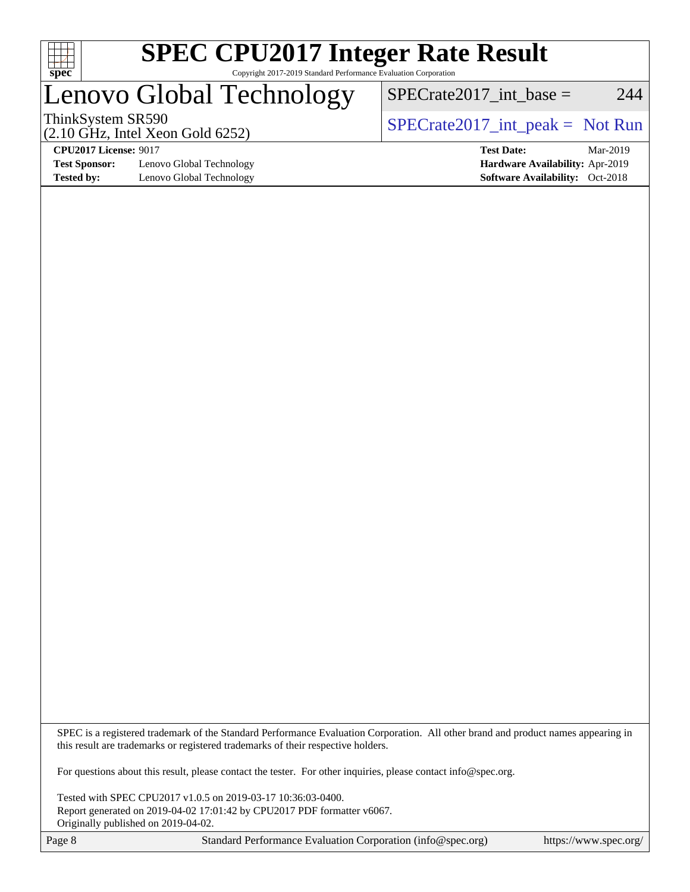SPEC is a registered trademark of the Standard Performance Evaluation Corporation. All other brand and product names appearing in this result are trademarks or registered trademarks of their respective holders.

For questions about this result, please contact the tester. For other inquiries, please contact info@spec.org.

Tested with SPEC CPU2017 v1.0.5 on 2019-03-17 10:36:03-0400.
Report generated on 2019-04-02 17:01:42 by CPU2017 PDF formatter v6067.
Originally published on 2019-04-02.